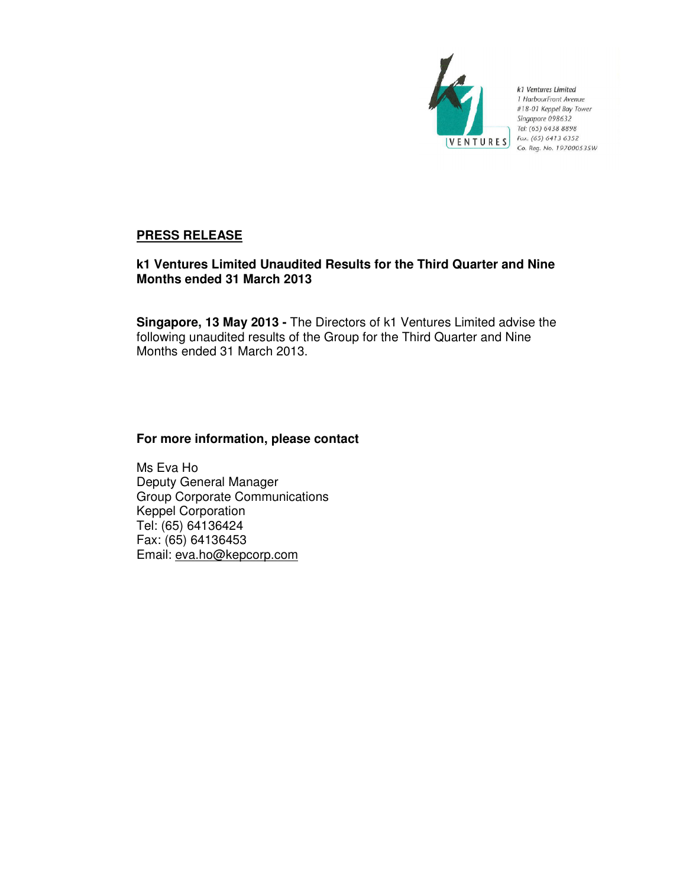k1 Ventures Limited
1 HarbourFront Avenue
#18-01 Keppel Bay Tower
Singapore 098632
Tel: (65) 6438 8898
Fax: (65) 6413 6352
Co. Reg. No. 197000535W

**PRESS RELEASE**

**k1 Ventures Limited Unaudited Results for the Third Quarter and Nine Months ended 31 March 2013**

**Singapore, 13 May 2013 -** The Directors of k1 Ventures Limited advise the following unaudited results of the Group for the Third Quarter and Nine Months ended 31 March 2013.

**For more information, please contact**

Ms Eva Ho
Deputy General Manager
Group Corporate Communications
Keppel Corporation
Tel: (65) 64136424
Fax: (65) 64136453
Email: eva.ho@kepcorp.com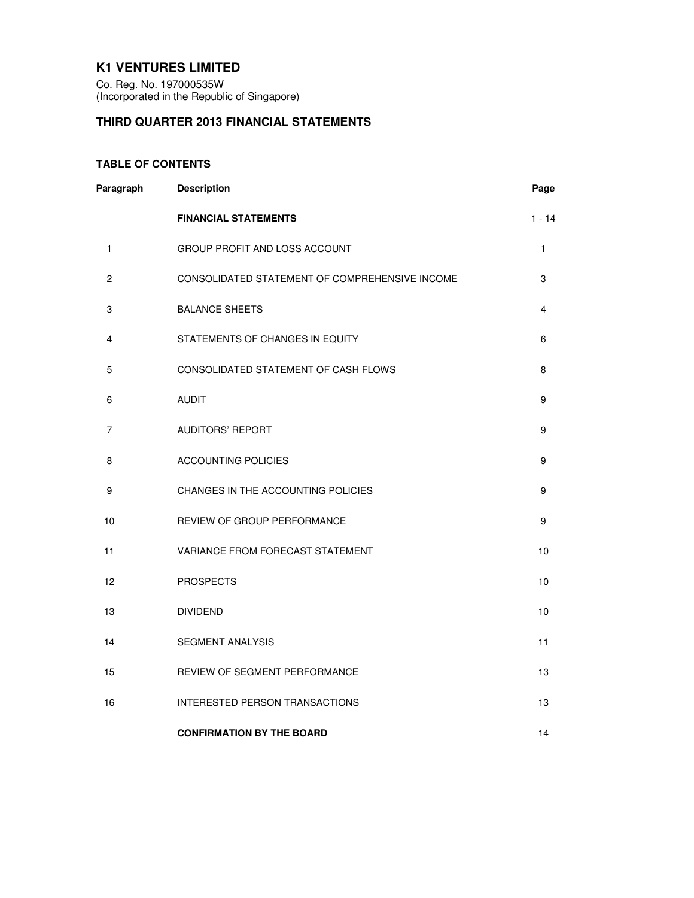# K1 VENTURES LIMITED

Co. Reg. No. 197000535W
(Incorporated in the Republic of Singapore)

## THIRD QUARTER 2013 FINANCIAL STATEMENTS

### TABLE OF CONTENTS

| Paragraph | Description | Page |
|---|---|---|
| | **FINANCIAL STATEMENTS** | 1 - 14 |
| 1 | GROUP PROFIT AND LOSS ACCOUNT | 1 |
| 2 | CONSOLIDATED STATEMENT OF COMPREHENSIVE INCOME | 3 |
| 3 | BALANCE SHEETS | 4 |
| 4 | STATEMENTS OF CHANGES IN EQUITY | 6 |
| 5 | CONSOLIDATED STATEMENT OF CASH FLOWS | 8 |
| 6 | AUDIT | 9 |
| 7 | AUDITORS' REPORT | 9 |
| 8 | ACCOUNTING POLICIES | 9 |
| 9 | CHANGES IN THE ACCOUNTING POLICIES | 9 |
| 10 | REVIEW OF GROUP PERFORMANCE | 9 |
| 11 | VARIANCE FROM FORECAST STATEMENT | 10 |
| 12 | PROSPECTS | 10 |
| 13 | DIVIDEND | 10 |
| 14 | SEGMENT ANALYSIS | 11 |
| 15 | REVIEW OF SEGMENT PERFORMANCE | 13 |
| 16 | INTERESTED PERSON TRANSACTIONS | 13 |
| | **CONFIRMATION BY THE BOARD** | 14 |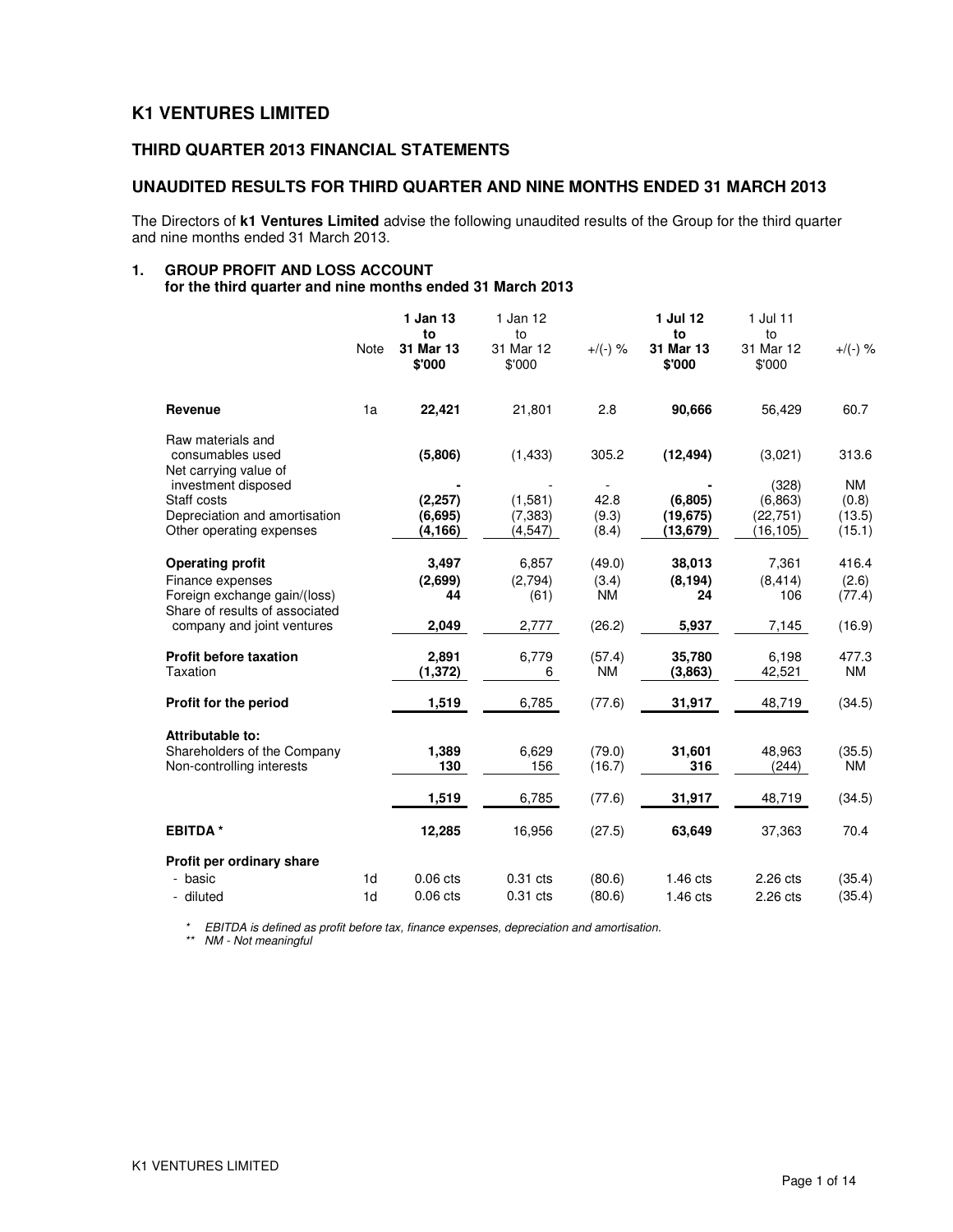# K1 VENTURES LIMITED

## THIRD QUARTER 2013 FINANCIAL STATEMENTS

## UNAUDITED RESULTS FOR THIRD QUARTER AND NINE MONTHS ENDED 31 MARCH 2013

The Directors of **k1 Ventures Limited** advise the following unaudited results of the Group for the third quarter and nine months ended 31 March 2013.

### 1. GROUP PROFIT AND LOSS ACCOUNT
**for the third quarter and nine months ended 31 March 2013**

| | Note | **1 Jan 13 to 31 Mar 13 $'000** | 1 Jan 12 to 31 Mar 12 $'000 | +/(-) % | **1 Jul 12 to 31 Mar 13 $'000** | 1 Jul 11 to 31 Mar 12 $'000 | +/(-) % |
|---|---|---|---|---|---|---|---|
| **Revenue** | 1a | **22,421** | 21,801 | 2.8 | **90,666** | 56,429 | 60.7 |
| Raw materials and consumables used | | **(5,806)** | (1,433) | 305.2 | **(12,494)** | (3,021) | 313.6 |
| Net carrying value of investment disposed | | **-** | - | - | **-** | (328) | NM |
| Staff costs | | **(2,257)** | (1,581) | 42.8 | **(6,805)** | (6,863) | (0.8) |
| Depreciation and amortisation | | **(6,695)** | (7,383) | (9.3) | **(19,675)** | (22,751) | (13.5) |
| Other operating expenses | | **(4,166)** | (4,547) | (8.4) | **(13,679)** | (16,105) | (15.1) |
| **Operating profit** | | **3,497** | 6,857 | (49.0) | **38,013** | 7,361 | 416.4 |
| Finance expenses | | **(2,699)** | (2,794) | (3.4) | **(8,194)** | (8,414) | (2.6) |
| Foreign exchange gain/(loss) | | **44** | (61) | NM | **24** | 106 | (77.4) |
| Share of results of associated company and joint ventures | | **2,049** | 2,777 | (26.2) | **5,937** | 7,145 | (16.9) |
| **Profit before taxation** | | **2,891** | 6,779 | (57.4) | **35,780** | 6,198 | 477.3 |
| Taxation | | **(1,372)** | 6 | NM | **(3,863)** | 42,521 | NM |
| **Profit for the period** | | **1,519** | 6,785 | (77.6) | **31,917** | 48,719 | (34.5) |
| **Attributable to:** | | | | | | | |
| Shareholders of the Company | | **1,389** | 6,629 | (79.0) | **31,601** | 48,963 | (35.5) |
| Non-controlling interests | | **130** | 156 | (16.7) | **316** | (244) | NM |
| | | **1,519** | 6,785 | (77.6) | **31,917** | 48,719 | (34.5) |
| **EBITDA *** | | **12,285** | 16,956 | (27.5) | **63,649** | 37,363 | 70.4 |
| **Profit per ordinary share** | | | | | | | |
| - basic | 1d | 0.06 cts | 0.31 cts | (80.6) | 1.46 cts | 2.26 cts | (35.4) |
| - diluted | 1d | 0.06 cts | 0.31 cts | (80.6) | 1.46 cts | 2.26 cts | (35.4) |

\* *EBITDA is defined as profit before tax, finance expenses, depreciation and amortisation.*

\*\* *NM - Not meaningful*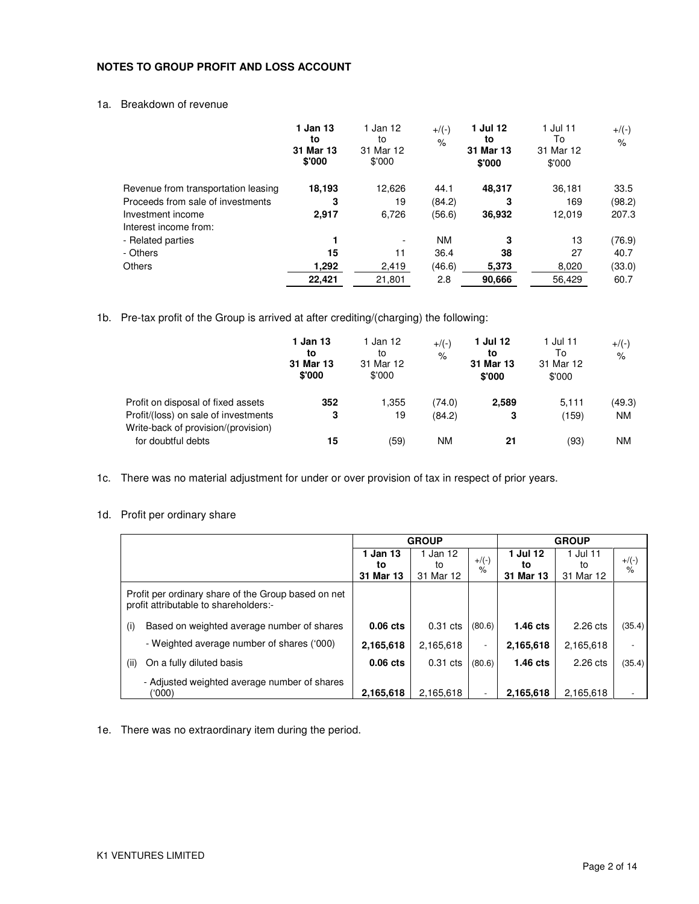## NOTES TO GROUP PROFIT AND LOSS ACCOUNT

1a. Breakdown of revenue

| | **1 Jan 13 to 31 Mar 13 $'000** | 1 Jan 12 to 31 Mar 12 $'000 | +/(-) % | **1 Jul 12 to 31 Mar 13 $'000** | 1 Jul 11 To 31 Mar 12 $'000 | +/(-) % |
|---|---|---|---|---|---|---|
| Revenue from transportation leasing | **18,193** | 12,626 | 44.1 | **48,317** | 36,181 | 33.5 |
| Proceeds from sale of investments | **3** | 19 | (84.2) | **3** | 169 | (98.2) |
| Investment income | **2,917** | 6,726 | (56.6) | **36,932** | 12,019 | 207.3 |
| Interest income from: | | | | | | |
| - Related parties | **1** | - | NM | **3** | 13 | (76.9) |
| - Others | **15** | 11 | 36.4 | **38** | 27 | 40.7 |
| Others | **1,292** | 2,419 | (46.6) | **5,373** | 8,020 | (33.0) |
| | **22,421** | 21,801 | 2.8 | **90,666** | 56,429 | 60.7 |

1b. Pre-tax profit of the Group is arrived at after crediting/(charging) the following:

| | **1 Jan 13 to 31 Mar 13 $'000** | 1 Jan 12 to 31 Mar 12 $'000 | +/(-) % | **1 Jul 12 to 31 Mar 13 $'000** | 1 Jul 11 To 31 Mar 12 $'000 | +/(-) % |
|---|---|---|---|---|---|---|
| Profit on disposal of fixed assets | **352** | 1,355 | (74.0) | **2,589** | 5,111 | (49.3) |
| Profit/(loss) on sale of investments | **3** | 19 | (84.2) | **3** | (159) | NM |
| Write-back of provision/(provision) for doubtful debts | **15** | (59) | NM | **21** | (93) | NM |

1c. There was no material adjustment for under or over provision of tax in respect of prior years.

1d. Profit per ordinary share

| | **GROUP** | | | **GROUP** | | |
|---|---|---|---|---|---|---|
| | **1 Jan 13 to 31 Mar 13** | 1 Jan 12 to 31 Mar 12 | +/(-) % | **1 Jul 12 to 31 Mar 13** | 1 Jul 11 to 31 Mar 12 | +/(-) % |
| Profit per ordinary share of the Group based on net profit attributable to shareholders:- | | | | | | |
| (i) Based on weighted average number of shares | **0.06 cts** | 0.31 cts | (80.6) | **1.46 cts** | 2.26 cts | (35.4) |
| - Weighted average number of shares ('000) | **2,165,618** | 2,165,618 | - | **2,165,618** | 2,165,618 | - |
| (ii) On a fully diluted basis | **0.06 cts** | 0.31 cts | (80.6) | **1.46 cts** | 2.26 cts | (35.4) |
| - Adjusted weighted average number of shares ('000) | **2,165,618** | 2,165,618 | - | **2,165,618** | 2,165,618 | - |

1e. There was no extraordinary item during the period.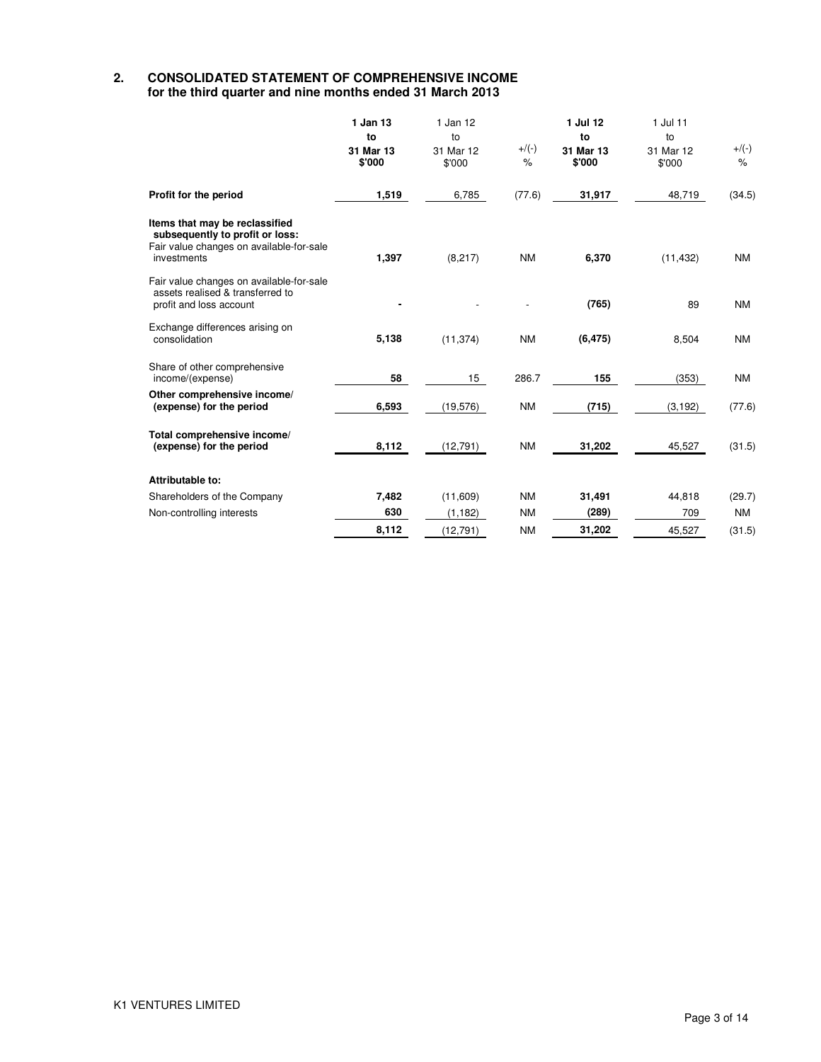## 2. CONSOLIDATED STATEMENT OF COMPREHENSIVE INCOME
### for the third quarter and nine months ended 31 March 2013

| | 1 Jan 13 to 31 Mar 13 $'000 | 1 Jan 12 to 31 Mar 12 $'000 | +/(-) % | 1 Jul 12 to 31 Mar 13 $'000 | 1 Jul 11 to 31 Mar 12 $'000 | +/(-) % |
|---|---|---|---|---|---|---|
| **Profit for the period** | **1,519** | 6,785 | (77.6) | **31,917** | 48,719 | (34.5) |
| **Items that may be reclassified subsequently to profit or loss:** | | | | | | |
| Fair value changes on available-for-sale investments | **1,397** | (8,217) | NM | **6,370** | (11,432) | NM |
| Fair value changes on available-for-sale assets realised & transferred to profit and loss account | **-** | - | - | **(765)** | 89 | NM |
| Exchange differences arising on consolidation | **5,138** | (11,374) | NM | **(6,475)** | 8,504 | NM |
| Share of other comprehensive income/(expense) | **58** | 15 | 286.7 | **155** | (353) | NM |
| **Other comprehensive income/ (expense) for the period** | **6,593** | (19,576) | NM | **(715)** | (3,192) | (77.6) |
| **Total comprehensive income/ (expense) for the period** | **8,112** | (12,791) | NM | **31,202** | 45,527 | (31.5) |
| **Attributable to:** | | | | | | |
| Shareholders of the Company | **7,482** | (11,609) | NM | **31,491** | 44,818 | (29.7) |
| Non-controlling interests | **630** | (1,182) | NM | **(289)** | 709 | NM |
| | **8,112** | (12,791) | NM | **31,202** | 45,527 | (31.5) |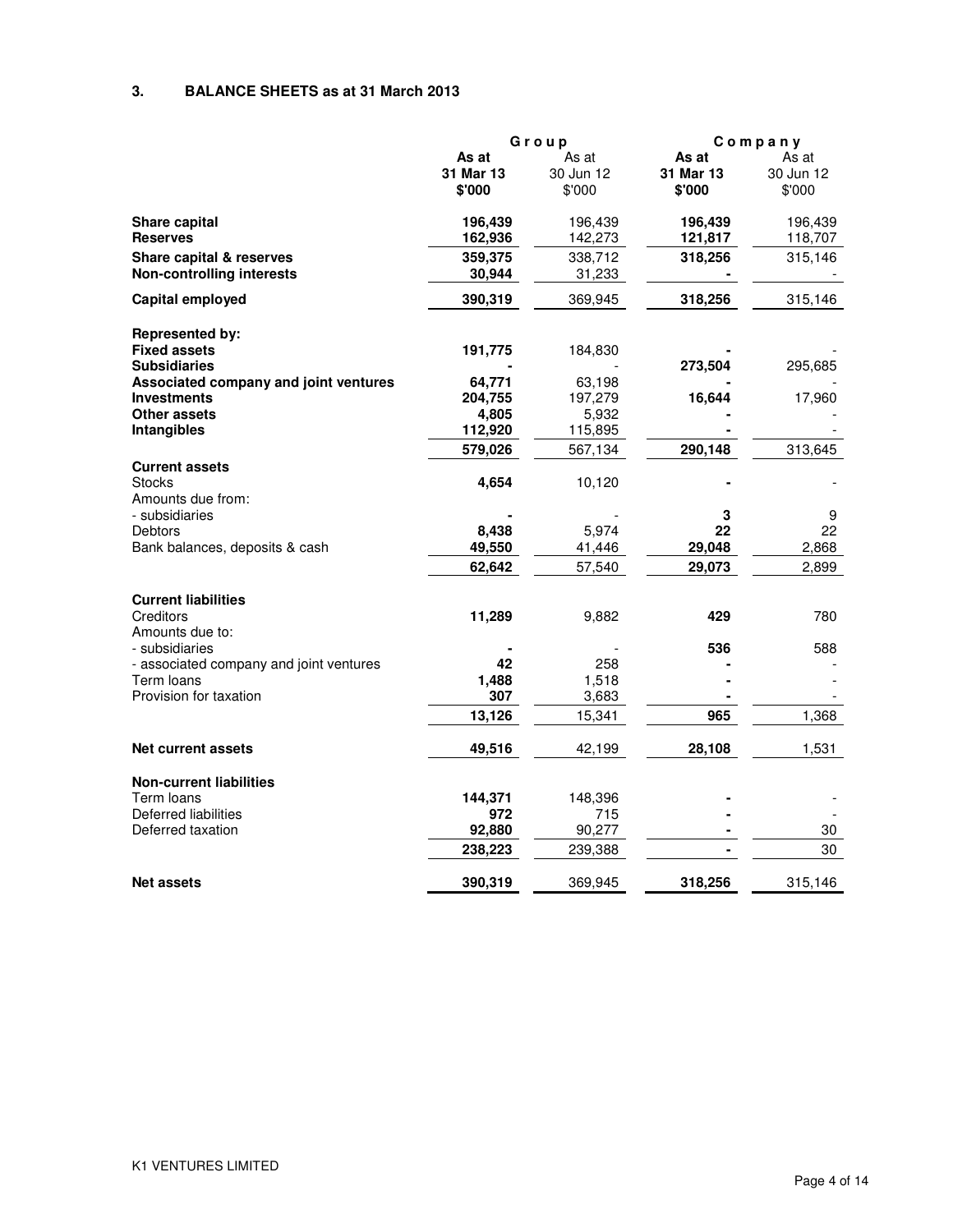## 3. BALANCE SHEETS as at 31 March 2013

| | Group | | Company | |
|---|---|---|---|---|
| | **As at 31 Mar 13 $'000** | As at 30 Jun 12 $'000 | **As at 31 Mar 13 $'000** | As at 30 Jun 12 $'000 |
| **Share capital** | **196,439** | 196,439 | **196,439** | 196,439 |
| **Reserves** | **162,936** | 142,273 | **121,817** | 118,707 |
| **Share capital & reserves** | **359,375** | 338,712 | **318,256** | 315,146 |
| **Non-controlling interests** | **30,944** | 31,233 | **-** | - |
| **Capital employed** | **390,319** | 369,945 | **318,256** | 315,146 |
| | | | | |
| **Represented by:** | | | | |
| **Fixed assets** | **191,775** | 184,830 | **-** | - |
| **Subsidiaries** | **-** | - | **273,504** | 295,685 |
| **Associated company and joint ventures** | **64,771** | 63,198 | **-** | - |
| **Investments** | **204,755** | 197,279 | **16,644** | 17,960 |
| **Other assets** | **4,805** | 5,932 | **-** | - |
| **Intangibles** | **112,920** | 115,895 | **-** | - |
| | **579,026** | 567,134 | **290,148** | 313,645 |
| **Current assets** | | | | |
| Stocks | **4,654** | 10,120 | **-** | - |
| Amounts due from: | | | | |
| - subsidiaries | **-** | - | **3** | 9 |
| Debtors | **8,438** | 5,974 | **22** | 22 |
| Bank balances, deposits & cash | **49,550** | 41,446 | **29,048** | 2,868 |
| | **62,642** | 57,540 | **29,073** | 2,899 |
| | | | | |
| **Current liabilities** | | | | |
| Creditors | **11,289** | 9,882 | **429** | 780 |
| Amounts due to: | | | | |
| - subsidiaries | **-** | - | **536** | 588 |
| - associated company and joint ventures | **42** | 258 | **-** | - |
| Term loans | **1,488** | 1,518 | **-** | - |
| Provision for taxation | **307** | 3,683 | **-** | - |
| | **13,126** | 15,341 | **965** | 1,368 |
| | | | | |
| **Net current assets** | **49,516** | 42,199 | **28,108** | 1,531 |
| | | | | |
| **Non-current liabilities** | | | | |
| Term loans | **144,371** | 148,396 | **-** | - |
| Deferred liabilities | **972** | 715 | **-** | - |
| Deferred taxation | **92,880** | 90,277 | **-** | 30 |
| | **238,223** | 239,388 | **-** | 30 |
| | | | | |
| **Net assets** | **390,319** | 369,945 | **318,256** | 315,146 |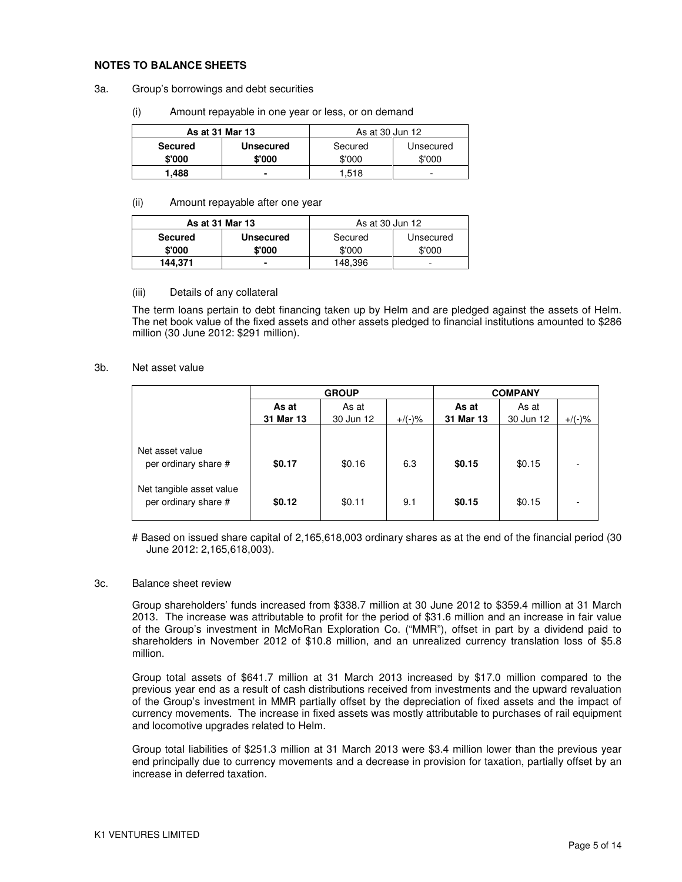## NOTES TO BALANCE SHEETS

3a. Group's borrowings and debt securities

(i) Amount repayable in one year or less, or on demand

| **As at 31 Mar 13** | | As at 30 Jun 12 | |
|---|---|---|---|
| **Secured $'000** | **Unsecured $'000** | Secured $'000 | Unsecured $'000 |
| **1,488** | **-** | 1,518 | - |

(ii) Amount repayable after one year

| **As at 31 Mar 13** | | As at 30 Jun 12 | |
|---|---|---|---|
| **Secured $'000** | **Unsecured $'000** | Secured $'000 | Unsecured $'000 |
| **144,371** | **-** | 148,396 | - |

(iii) Details of any collateral

The term loans pertain to debt financing taken up by Helm and are pledged against the assets of Helm. The net book value of the fixed assets and other assets pledged to financial institutions amounted to $286 million (30 June 2012: $291 million).

3b. Net asset value

| | **GROUP** | | | **COMPANY** | | |
|---|---|---|---|---|---|---|
| | **As at 31 Mar 13** | As at 30 Jun 12 | +/(-)% | **As at 31 Mar 13** | As at 30 Jun 12 | +/(-)% |
| Net asset value per ordinary share # | **$0.17** | $0.16 | 6.3 | **$0.15** | $0.15 | - |
| Net tangible asset value per ordinary share # | **$0.12** | $0.11 | 9.1 | **$0.15** | $0.15 | - |

# Based on issued share capital of 2,165,618,003 ordinary shares as at the end of the financial period (30 June 2012: 2,165,618,003).

3c. Balance sheet review

Group shareholders' funds increased from $338.7 million at 30 June 2012 to $359.4 million at 31 March 2013. The increase was attributable to profit for the period of $31.6 million and an increase in fair value of the Group's investment in McMoRan Exploration Co. ("MMR"), offset in part by a dividend paid to shareholders in November 2012 of $10.8 million, and an unrealized currency translation loss of $5.8 million.

Group total assets of $641.7 million at 31 March 2013 increased by $17.0 million compared to the previous year end as a result of cash distributions received from investments and the upward revaluation of the Group's investment in MMR partially offset by the depreciation of fixed assets and the impact of currency movements. The increase in fixed assets was mostly attributable to purchases of rail equipment and locomotive upgrades related to Helm.

Group total liabilities of $251.3 million at 31 March 2013 were $3.4 million lower than the previous year end principally due to currency movements and a decrease in provision for taxation, partially offset by an increase in deferred taxation.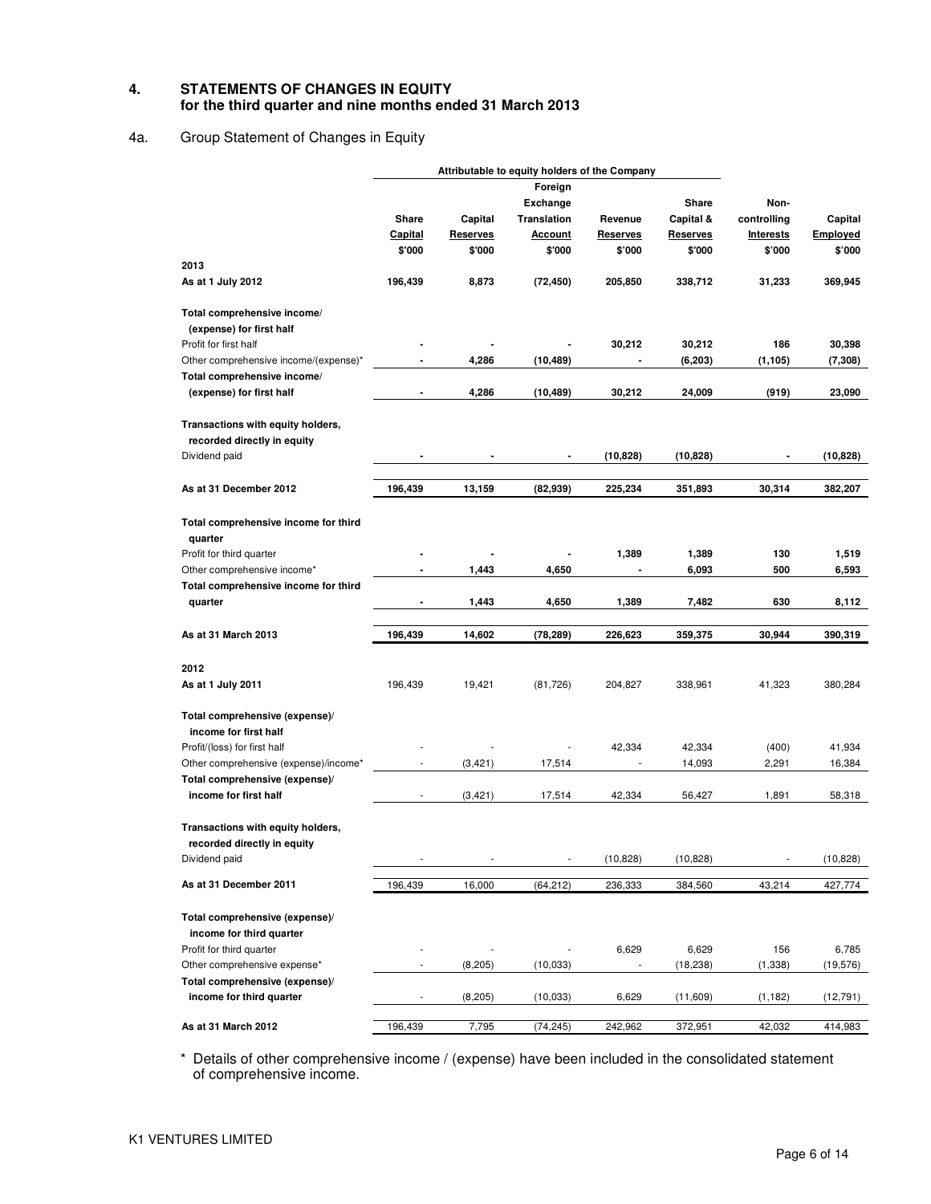## 4. STATEMENTS OF CHANGES IN EQUITY for the third quarter and nine months ended 31 March 2013

### 4a. Group Statement of Changes in Equity

| | Attributable to equity holders of the Company | | | | | | |
|---|---|---|---|---|---|---|---|
| | Share Capital $'000 | Capital Reserves $'000 | Foreign Exchange Translation Account $'000 | Revenue Reserves $'000 | Share Capital & Reserves $'000 | Non-controlling Interests $'000 | Capital Employed $'000 |
| **2013** | | | | | | | |
| **As at 1 July 2012** | **196,439** | **8,873** | **(72,450)** | **205,850** | **338,712** | **31,233** | **369,945** |
| **Total comprehensive income/ (expense) for first half** | | | | | | | |
| Profit for first half | **-** | **-** | **-** | **30,212** | **30,212** | **186** | **30,398** |
| Other comprehensive income/(expense)* | **-** | **4,286** | **(10,489)** | **-** | **(6,203)** | **(1,105)** | **(7,308)** |
| **Total comprehensive income/ (expense) for first half** | **-** | **4,286** | **(10,489)** | **30,212** | **24,009** | **(919)** | **23,090** |
| **Transactions with equity holders, recorded directly in equity** | | | | | | | |
| Dividend paid | **-** | **-** | **-** | **(10,828)** | **(10,828)** | **-** | **(10,828)** |
| **As at 31 December 2012** | **196,439** | **13,159** | **(82,939)** | **225,234** | **351,893** | **30,314** | **382,207** |
| **Total comprehensive income for third quarter** | | | | | | | |
| Profit for third quarter | **-** | **-** | **-** | **1,389** | **1,389** | **130** | **1,519** |
| Other comprehensive income* | **-** | **1,443** | **4,650** | **-** | **6,093** | **500** | **6,593** |
| **Total comprehensive income for third quarter** | **-** | **1,443** | **4,650** | **1,389** | **7,482** | **630** | **8,112** |
| **As at 31 March 2013** | **196,439** | **14,602** | **(78,289)** | **226,623** | **359,375** | **30,944** | **390,319** |
| **2012** | | | | | | | |
| **As at 1 July 2011** | 196,439 | 19,421 | (81,726) | 204,827 | 338,961 | 41,323 | 380,284 |
| **Total comprehensive (expense)/ income for first half** | | | | | | | |
| Profit/(loss) for first half | - | - | - | 42,334 | 42,334 | (400) | 41,934 |
| Other comprehensive (expense)/income* | - | (3,421) | 17,514 | - | 14,093 | 2,291 | 16,384 |
| **Total comprehensive (expense)/ income for first half** | - | (3,421) | 17,514 | 42,334 | 56,427 | 1,891 | 58,318 |
| **Transactions with equity holders, recorded directly in equity** | | | | | | | |
| Dividend paid | - | - | - | (10,828) | (10,828) | - | (10,828) |
| **As at 31 December 2011** | 196,439 | 16,000 | (64,212) | 236,333 | 384,560 | 43,214 | 427,774 |
| **Total comprehensive (expense)/ income for third quarter** | | | | | | | |
| Profit for third quarter | - | - | - | 6,629 | 6,629 | 156 | 6,785 |
| Other comprehensive expense* | - | (8,205) | (10,033) | - | (18,238) | (1,338) | (19,576) |
| **Total comprehensive (expense)/ income for third quarter** | - | (8,205) | (10,033) | 6,629 | (11,609) | (1,182) | (12,791) |
| **As at 31 March 2012** | 196,439 | 7,795 | (74,245) | 242,962 | 372,951 | 42,032 | 414,983 |

\* Details of other comprehensive income / (expense) have been included in the consolidated statement of comprehensive income.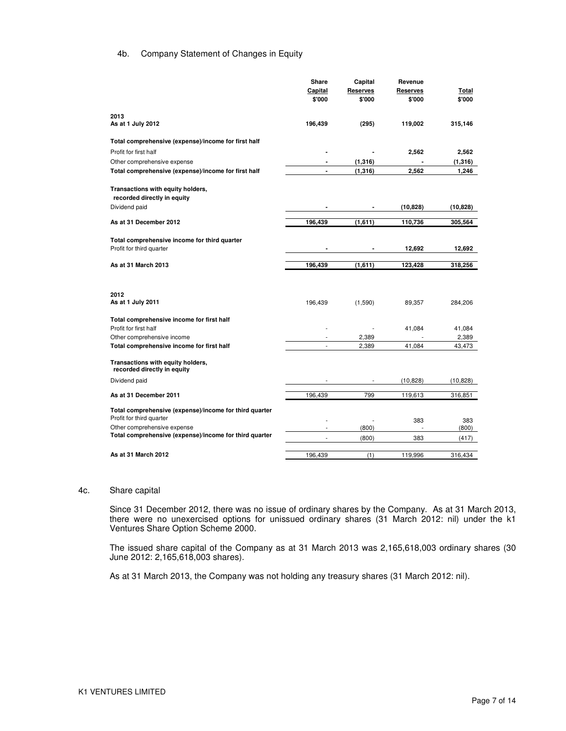### 4b. Company Statement of Changes in Equity

| | Share Capital $'000 | Capital Reserves $'000 | Revenue Reserves $'000 | Total $'000 |
|---|---|---|---|---|
| **2013** | | | | |
| **As at 1 July 2012** | **196,439** | **(295)** | **119,002** | **315,146** |
| **Total comprehensive (expense)/income for first half** | | | | |
| Profit for first half | **-** | **-** | **2,562** | **2,562** |
| Other comprehensive expense | **-** | **(1,316)** | **-** | **(1,316)** |
| **Total comprehensive (expense)/income for first half** | **-** | **(1,316)** | **2,562** | **1,246** |
| **Transactions with equity holders, recorded directly in equity** | | | | |
| Dividend paid | **-** | **-** | **(10,828)** | **(10,828)** |
| **As at 31 December 2012** | **196,439** | **(1,611)** | **110,736** | **305,564** |
| **Total comprehensive income for third quarter** | | | | |
| Profit for third quarter | **-** | **-** | **12,692** | **12,692** |
| **As at 31 March 2013** | **196,439** | **(1,611)** | **123,428** | **318,256** |
| **2012** | | | | |
| **As at 1 July 2011** | 196,439 | (1,590) | 89,357 | 284,206 |
| **Total comprehensive income for first half** | | | | |
| Profit for first half | - | - | 41,084 | 41,084 |
| Other comprehensive income | - | 2,389 | - | 2,389 |
| **Total comprehensive income for first half** | - | 2,389 | 41,084 | 43,473 |
| **Transactions with equity holders, recorded directly in equity** | | | | |
| Dividend paid | - | - | (10,828) | (10,828) |
| **As at 31 December 2011** | 196,439 | 799 | 119,613 | 316,851 |
| **Total comprehensive (expense)/income for third quarter** | | | | |
| Profit for third quarter | - | - | 383 | 383 |
| Other comprehensive expense | - | (800) | - | (800) |
| **Total comprehensive (expense)/income for third quarter** | - | (800) | 383 | (417) |
| **As at 31 March 2012** | 196,439 | (1) | 119,996 | 316,434 |

### 4c. Share capital

Since 31 December 2012, there was no issue of ordinary shares by the Company. As at 31 March 2013, there were no unexercised options for unissued ordinary shares (31 March 2012: nil) under the k1 Ventures Share Option Scheme 2000.

The issued share capital of the Company as at 31 March 2013 was 2,165,618,003 ordinary shares (30 June 2012: 2,165,618,003 shares).

As at 31 March 2013, the Company was not holding any treasury shares (31 March 2012: nil).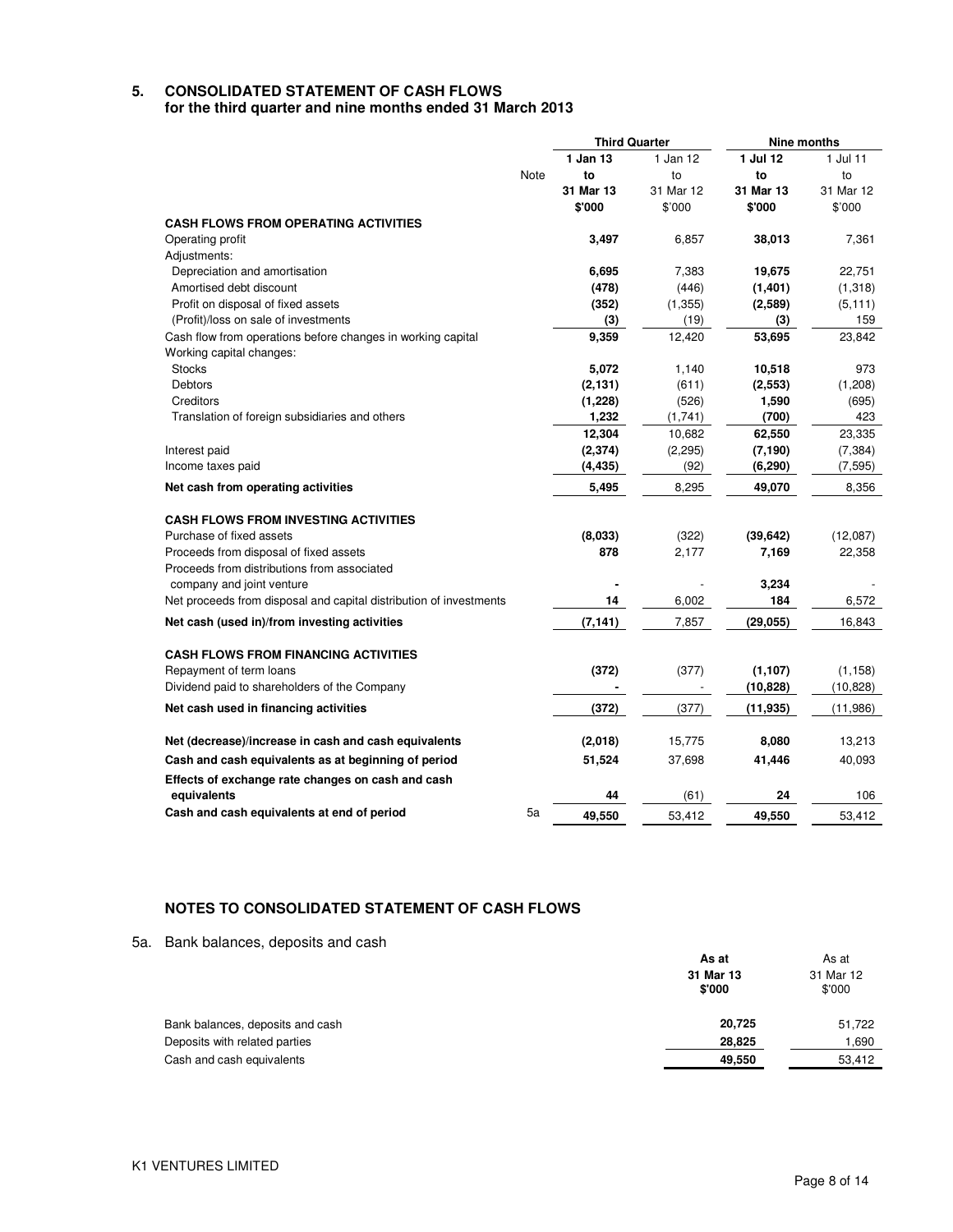## 5. CONSOLIDATED STATEMENT OF CASH FLOWS
### for the third quarter and nine months ended 31 March 2013

| | Note | Third Quarter | | Nine months | |
|---|---|---|---|---|---|
| | | **1 Jan 13 to 31 Mar 13** | 1 Jan 12 to 31 Mar 12 | **1 Jul 12 to 31 Mar 13** | 1 Jul 11 to 31 Mar 12 |
| | | **\$'000** | \$'000 | **\$'000** | \$'000 |
| **CASH FLOWS FROM OPERATING ACTIVITIES** | | | | | |
| Operating profit | | **3,497** | 6,857 | **38,013** | 7,361 |
| Adjustments: | | | | | |
| Depreciation and amortisation | | **6,695** | 7,383 | **19,675** | 22,751 |
| Amortised debt discount | | **(478)** | (446) | **(1,401)** | (1,318) |
| Profit on disposal of fixed assets | | **(352)** | (1,355) | **(2,589)** | (5,111) |
| (Profit)/loss on sale of investments | | **(3)** | (19) | **(3)** | 159 |
| Cash flow from operations before changes in working capital | | **9,359** | 12,420 | **53,695** | 23,842 |
| Working capital changes: | | | | | |
| Stocks | | **5,072** | 1,140 | **10,518** | 973 |
| Debtors | | **(2,131)** | (611) | **(2,553)** | (1,208) |
| Creditors | | **(1,228)** | (526) | **1,590** | (695) |
| Translation of foreign subsidiaries and others | | **1,232** | (1,741) | **(700)** | 423 |
| | | **12,304** | 10,682 | **62,550** | 23,335 |
| Interest paid | | **(2,374)** | (2,295) | **(7,190)** | (7,384) |
| Income taxes paid | | **(4,435)** | (92) | **(6,290)** | (7,595) |
| **Net cash from operating activities** | | **5,495** | 8,295 | **49,070** | 8,356 |
| **CASH FLOWS FROM INVESTING ACTIVITIES** | | | | | |
| Purchase of fixed assets | | **(8,033)** | (322) | **(39,642)** | (12,087) |
| Proceeds from disposal of fixed assets | | **878** | 2,177 | **7,169** | 22,358 |
| Proceeds from distributions from associated company and joint venture | | **-** | - | **3,234** | - |
| Net proceeds from disposal and capital distribution of investments | | **14** | 6,002 | **184** | 6,572 |
| **Net cash (used in)/from investing activities** | | **(7,141)** | 7,857 | **(29,055)** | 16,843 |
| **CASH FLOWS FROM FINANCING ACTIVITIES** | | | | | |
| Repayment of term loans | | **(372)** | (377) | **(1,107)** | (1,158) |
| Dividend paid to shareholders of the Company | | **-** | - | **(10,828)** | (10,828) |
| **Net cash used in financing activities** | | **(372)** | (377) | **(11,935)** | (11,986) |
| **Net (decrease)/increase in cash and cash equivalents** | | **(2,018)** | 15,775 | **8,080** | 13,213 |
| **Cash and cash equivalents as at beginning of period** | | **51,524** | 37,698 | **41,446** | 40,093 |
| **Effects of exchange rate changes on cash and cash equivalents** | | **44** | (61) | **24** | 106 |
| **Cash and cash equivalents at end of period** | 5a | **49,550** | 53,412 | **49,550** | 53,412 |

### NOTES TO CONSOLIDATED STATEMENT OF CASH FLOWS

5a. Bank balances, deposits and cash

| | **As at 31 Mar 13** | As at 31 Mar 12 |
|---|---|---|
| | **\$'000** | \$'000 |
| Bank balances, deposits and cash | **20,725** | 51,722 |
| Deposits with related parties | **28,825** | 1,690 |
| Cash and cash equivalents | **49,550** | 53,412 |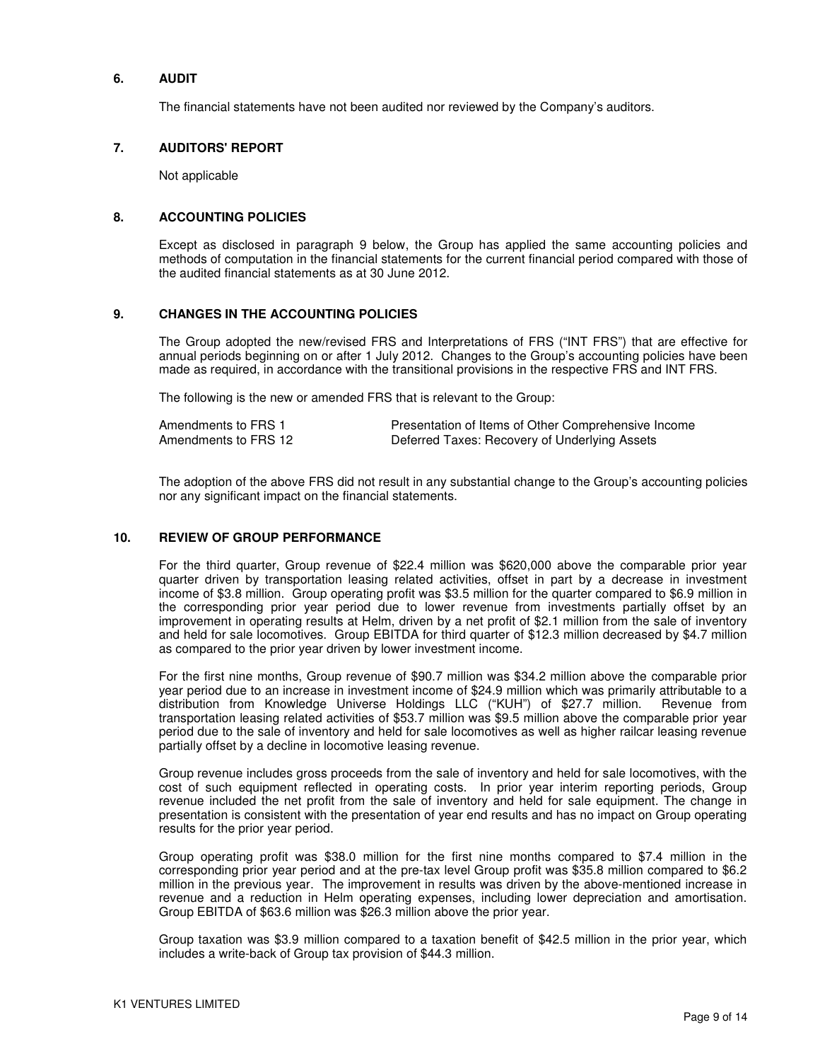## 6. AUDIT

The financial statements have not been audited nor reviewed by the Company's auditors.

## 7. AUDITORS' REPORT

Not applicable

## 8. ACCOUNTING POLICIES

Except as disclosed in paragraph 9 below, the Group has applied the same accounting policies and methods of computation in the financial statements for the current financial period compared with those of the audited financial statements as at 30 June 2012.

## 9. CHANGES IN THE ACCOUNTING POLICIES

The Group adopted the new/revised FRS and Interpretations of FRS ("INT FRS") that are effective for annual periods beginning on or after 1 July 2012. Changes to the Group's accounting policies have been made as required, in accordance with the transitional provisions in the respective FRS and INT FRS.

The following is the new or amended FRS that is relevant to the Group:

| | |
|---|---|
| Amendments to FRS 1 | Presentation of Items of Other Comprehensive Income |
| Amendments to FRS 12 | Deferred Taxes: Recovery of Underlying Assets |

The adoption of the above FRS did not result in any substantial change to the Group's accounting policies nor any significant impact on the financial statements.

## 10. REVIEW OF GROUP PERFORMANCE

For the third quarter, Group revenue of $22.4 million was $620,000 above the comparable prior year quarter driven by transportation leasing related activities, offset in part by a decrease in investment income of $3.8 million. Group operating profit was $3.5 million for the quarter compared to $6.9 million in the corresponding prior year period due to lower revenue from investments partially offset by an improvement in operating results at Helm, driven by a net profit of $2.1 million from the sale of inventory and held for sale locomotives. Group EBITDA for third quarter of $12.3 million decreased by $4.7 million as compared to the prior year driven by lower investment income.

For the first nine months, Group revenue of $90.7 million was $34.2 million above the comparable prior year period due to an increase in investment income of $24.9 million which was primarily attributable to a distribution from Knowledge Universe Holdings LLC ("KUH") of $27.7 million. Revenue from transportation leasing related activities of $53.7 million was $9.5 million above the comparable prior year period due to the sale of inventory and held for sale locomotives as well as higher railcar leasing revenue partially offset by a decline in locomotive leasing revenue.

Group revenue includes gross proceeds from the sale of inventory and held for sale locomotives, with the cost of such equipment reflected in operating costs. In prior year interim reporting periods, Group revenue included the net profit from the sale of inventory and held for sale equipment. The change in presentation is consistent with the presentation of year end results and has no impact on Group operating results for the prior year period.

Group operating profit was $38.0 million for the first nine months compared to $7.4 million in the corresponding prior year period and at the pre-tax level Group profit was $35.8 million compared to $6.2 million in the previous year. The improvement in results was driven by the above-mentioned increase in revenue and a reduction in Helm operating expenses, including lower depreciation and amortisation. Group EBITDA of $63.6 million was $26.3 million above the prior year.

Group taxation was $3.9 million compared to a taxation benefit of $42.5 million in the prior year, which includes a write-back of Group tax provision of $44.3 million.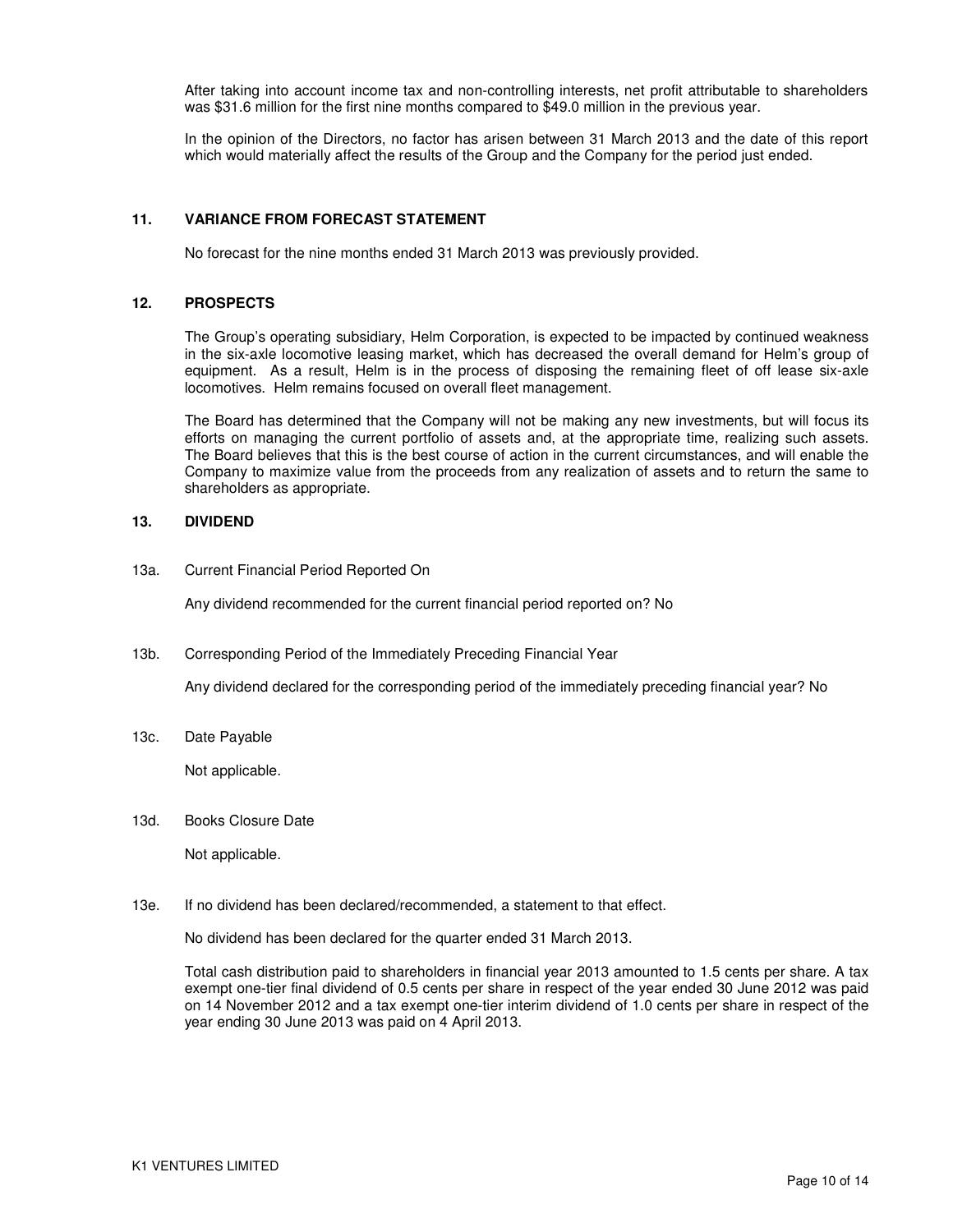After taking into account income tax and non-controlling interests, net profit attributable to shareholders was $31.6 million for the first nine months compared to $49.0 million in the previous year.

In the opinion of the Directors, no factor has arisen between 31 March 2013 and the date of this report which would materially affect the results of the Group and the Company for the period just ended.

## 11. VARIANCE FROM FORECAST STATEMENT

No forecast for the nine months ended 31 March 2013 was previously provided.

## 12. PROSPECTS

The Group's operating subsidiary, Helm Corporation, is expected to be impacted by continued weakness in the six-axle locomotive leasing market, which has decreased the overall demand for Helm's group of equipment. As a result, Helm is in the process of disposing the remaining fleet of off lease six-axle locomotives. Helm remains focused on overall fleet management.

The Board has determined that the Company will not be making any new investments, but will focus its efforts on managing the current portfolio of assets and, at the appropriate time, realizing such assets. The Board believes that this is the best course of action in the current circumstances, and will enable the Company to maximize value from the proceeds from any realization of assets and to return the same to shareholders as appropriate.

## 13. DIVIDEND

13a. Current Financial Period Reported On

Any dividend recommended for the current financial period reported on? No

13b. Corresponding Period of the Immediately Preceding Financial Year

Any dividend declared for the corresponding period of the immediately preceding financial year? No

13c. Date Payable

Not applicable.

13d. Books Closure Date

Not applicable.

13e. If no dividend has been declared/recommended, a statement to that effect.

No dividend has been declared for the quarter ended 31 March 2013.

Total cash distribution paid to shareholders in financial year 2013 amounted to 1.5 cents per share. A tax exempt one-tier final dividend of 0.5 cents per share in respect of the year ended 30 June 2012 was paid on 14 November 2012 and a tax exempt one-tier interim dividend of 1.0 cents per share in respect of the year ending 30 June 2013 was paid on 4 April 2013.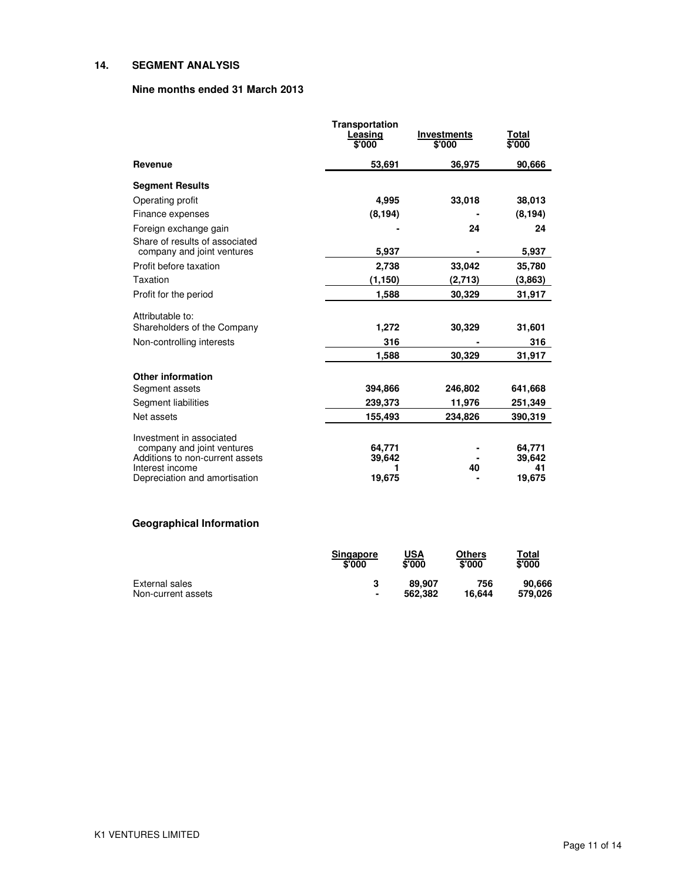## 14. SEGMENT ANALYSIS

### Nine months ended 31 March 2013

| | Transportation Leasing $'000 | Investments $'000 | Total $'000 |
|---|---|---|---|
| **Revenue** | 53,691 | 36,975 | 90,666 |
| **Segment Results** | | | |
| Operating profit | 4,995 | 33,018 | 38,013 |
| Finance expenses | (8,194) | - | (8,194) |
| Foreign exchange gain | - | 24 | 24 |
| Share of results of associated company and joint ventures | 5,937 | - | 5,937 |
| Profit before taxation | 2,738 | 33,042 | 35,780 |
| Taxation | (1,150) | (2,713) | (3,863) |
| Profit for the period | 1,588 | 30,329 | 31,917 |
| Attributable to: | | | |
| Shareholders of the Company | 1,272 | 30,329 | 31,601 |
| Non-controlling interests | 316 | - | 316 |
| | 1,588 | 30,329 | 31,917 |
| **Other information** | | | |
| Segment assets | 394,866 | 246,802 | 641,668 |
| Segment liabilities | 239,373 | 11,976 | 251,349 |
| Net assets | 155,493 | 234,826 | 390,319 |
| Investment in associated company and joint ventures | 64,771 | - | 64,771 |
| Additions to non-current assets | 39,642 | - | 39,642 |
| Interest income | 1 | 40 | 41 |
| Depreciation and amortisation | 19,675 | - | 19,675 |

### Geographical Information

| | Singapore $'000 | USA $'000 | Others $'000 | Total $'000 |
|---|---|---|---|---|
| External sales | 3 | 89,907 | 756 | 90,666 |
| Non-current assets | - | 562,382 | 16,644 | 579,026 |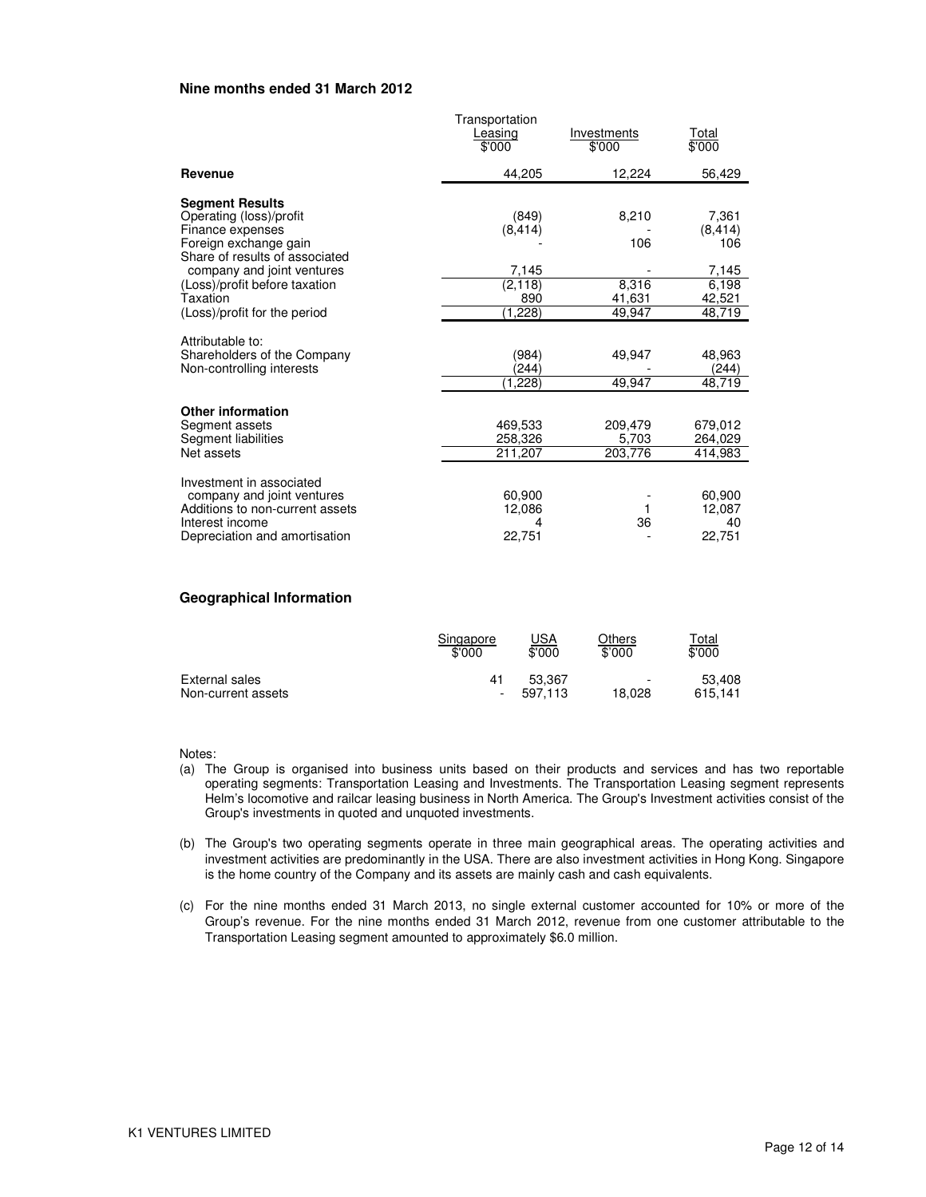**Nine months ended 31 March 2012**

| | Transportation Leasing $'000 | Investments $'000 | Total $'000 |
|---|---|---|---|
| **Revenue** | 44,205 | 12,224 | 56,429 |
| **Segment Results** | | | |
| Operating (loss)/profit | (849) | 8,210 | 7,361 |
| Finance expenses | (8,414) | - | (8,414) |
| Foreign exchange gain | - | 106 | 106 |
| Share of results of associated company and joint ventures | 7,145 | - | 7,145 |
| (Loss)/profit before taxation | (2,118) | 8,316 | 6,198 |
| Taxation | 890 | 41,631 | 42,521 |
| (Loss)/profit for the period | (1,228) | 49,947 | 48,719 |
| Attributable to: | | | |
| Shareholders of the Company | (984) | 49,947 | 48,963 |
| Non-controlling interests | (244) | - | (244) |
| | (1,228) | 49,947 | 48,719 |
| **Other information** | | | |
| Segment assets | 469,533 | 209,479 | 679,012 |
| Segment liabilities | 258,326 | 5,703 | 264,029 |
| Net assets | 211,207 | 203,776 | 414,983 |
| Investment in associated company and joint ventures | 60,900 | - | 60,900 |
| Additions to non-current assets | 12,086 | 1 | 12,087 |
| Interest income | 4 | 36 | 40 |
| Depreciation and amortisation | 22,751 | - | 22,751 |

**Geographical Information**

| | Singapore $'000 | USA $'000 | Others $'000 | Total $'000 |
|---|---|---|---|---|
| External sales | 41 | 53,367 | - | 53,408 |
| Non-current assets | - | 597,113 | 18,028 | 615,141 |

Notes:

(a) The Group is organised into business units based on their products and services and has two reportable operating segments: Transportation Leasing and Investments. The Transportation Leasing segment represents Helm's locomotive and railcar leasing business in North America. The Group's Investment activities consist of the Group's investments in quoted and unquoted investments.

(b) The Group's two operating segments operate in three main geographical areas. The operating activities and investment activities are predominantly in the USA. There are also investment activities in Hong Kong. Singapore is the home country of the Company and its assets are mainly cash and cash equivalents.

(c) For the nine months ended 31 March 2013, no single external customer accounted for 10% or more of the Group's revenue. For the nine months ended 31 March 2012, revenue from one customer attributable to the Transportation Leasing segment amounted to approximately $6.0 million.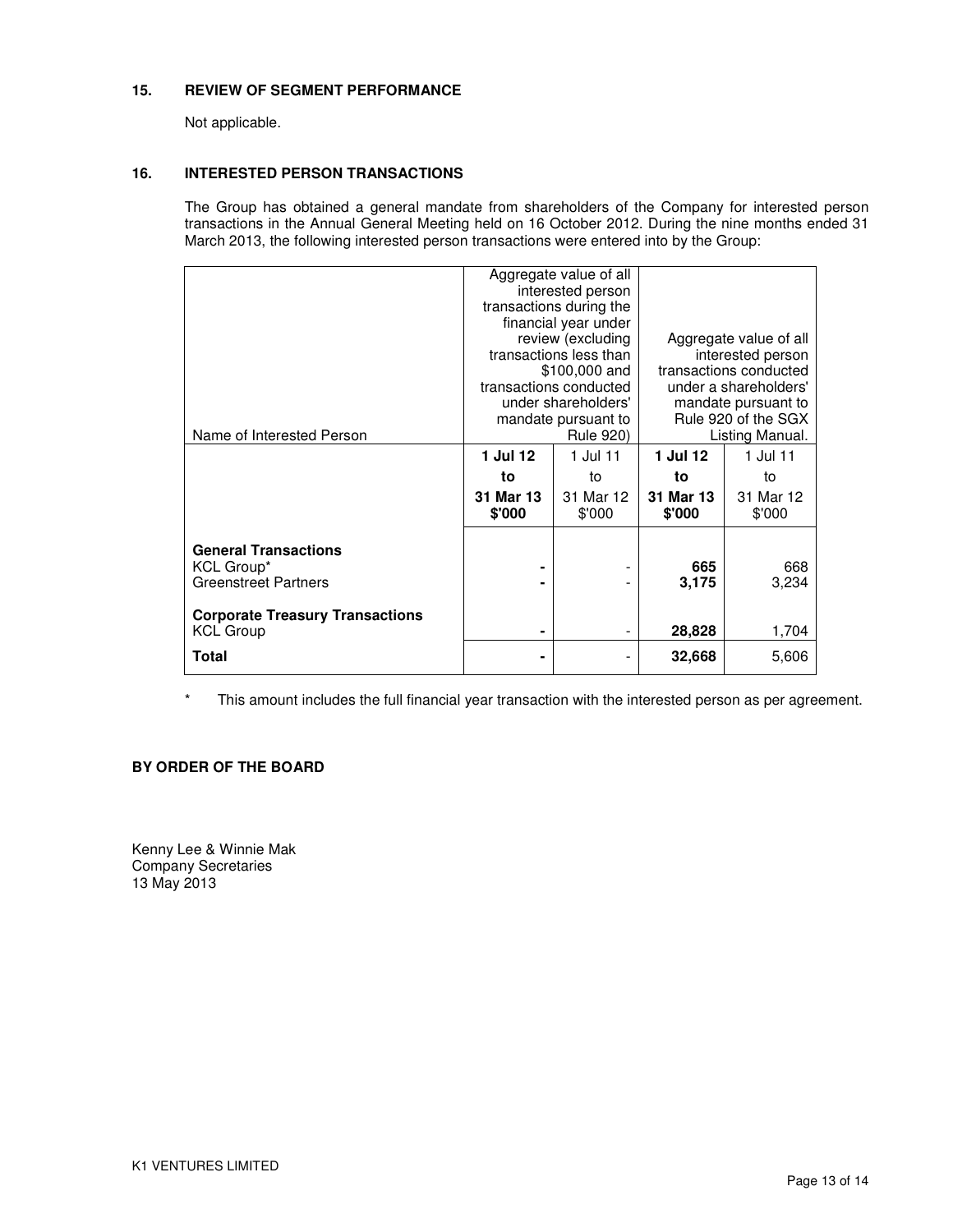## 15. REVIEW OF SEGMENT PERFORMANCE

Not applicable.

## 16. INTERESTED PERSON TRANSACTIONS

The Group has obtained a general mandate from shareholders of the Company for interested person transactions in the Annual General Meeting held on 16 October 2012. During the nine months ended 31 March 2013, the following interested person transactions were entered into by the Group:

| Name of Interested Person | Aggregate value of all interested person transactions during the financial year under review (excluding transactions less than \$100,000 and transactions conducted under shareholders' mandate pursuant to Rule 920) | | Aggregate value of all interested person transactions conducted under a shareholders' mandate pursuant to Rule 920 of the SGX Listing Manual. | |
|---|---|---|---|---|
| | **1 Jul 12 to 31 Mar 13 \$'000** | 1 Jul 11 to 31 Mar 12 \$'000 | **1 Jul 12 to 31 Mar 13 \$'000** | 1 Jul 11 to 31 Mar 12 \$'000 |
| **General Transactions** | | | | |
| KCL Group* | **-** | - | **665** | 668 |
| Greenstreet Partners | **-** | - | **3,175** | 3,234 |
| **Corporate Treasury Transactions** | | | | |
| KCL Group | **-** | - | **28,828** | 1,704 |
| **Total** | **-** | - | **32,668** | 5,606 |

\* This amount includes the full financial year transaction with the interested person as per agreement.

**BY ORDER OF THE BOARD**

Kenny Lee & Winnie Mak
Company Secretaries
13 May 2013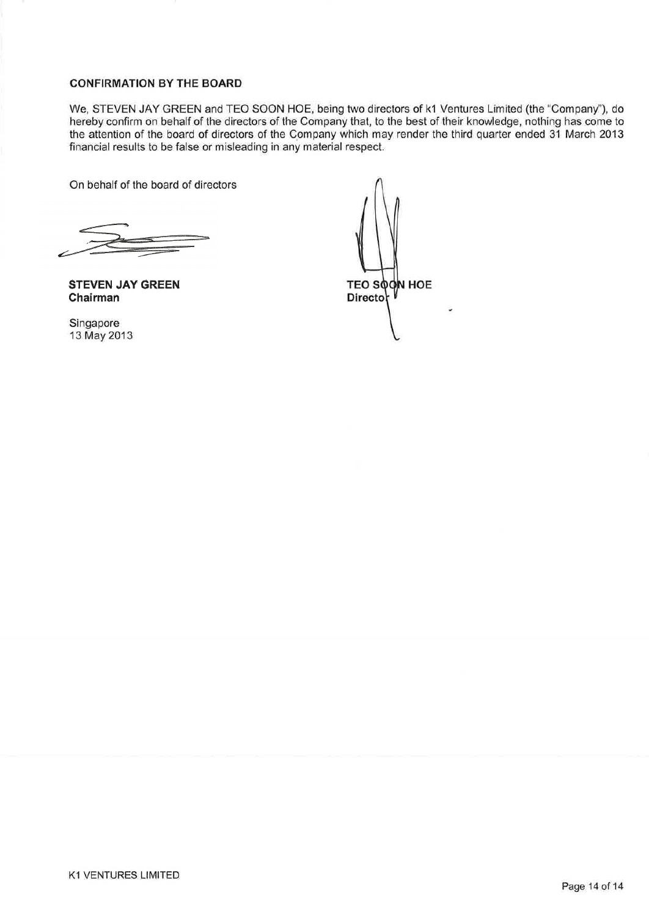**CONFIRMATION BY THE BOARD**

We, STEVEN JAY GREEN and TEO SOON HOE, being two directors of k1 Ventures Limited (the "Company"), do hereby confirm on behalf of the directors of the Company that, to the best of their knowledge, nothing has come to the attention of the board of directors of the Company which may render the third quarter ended 31 March 2013 financial results to be false or misleading in any material respect.

On behalf of the board of directors

**STEVEN JAY GREEN**
**Chairman**

**TEO SOON HOE**
**Director**

Singapore
13 May 2013

K1 VENTURES LIMITED